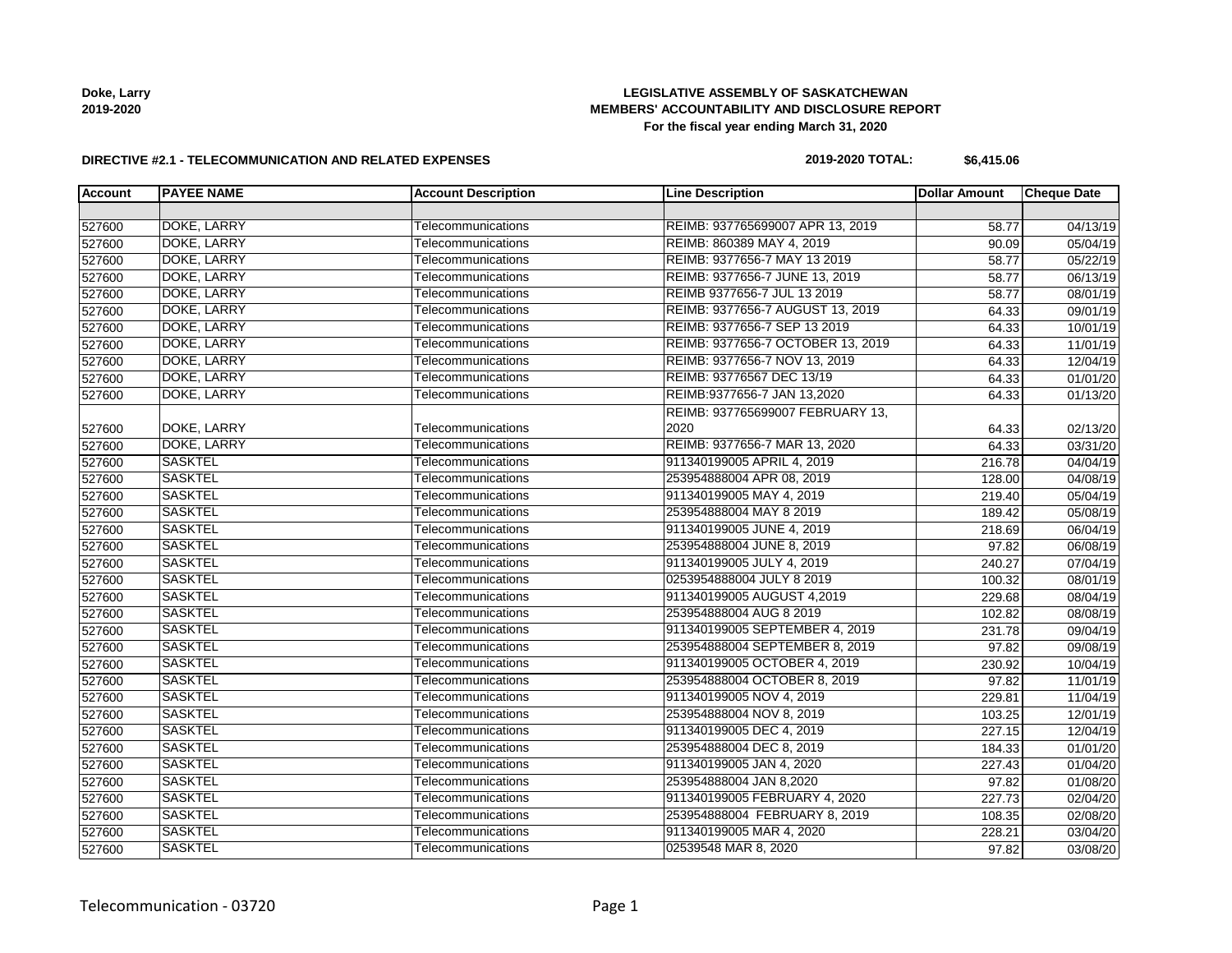**Doke, Larry**
**2019-2020**

**LEGISLATIVE ASSEMBLY OF SASKATCHEWAN**
**MEMBERS' ACCOUNTABILITY AND DISCLOSURE REPORT**
**For the fiscal year ending March 31, 2020**

**DIRECTIVE #2.1 - TELECOMMUNICATION AND RELATED EXPENSES**

**2019-2020 TOTAL: $6,415.06**

| Account | PAYEE NAME | Account Description | Line Description | Dollar Amount | Cheque Date |
|---|---|---|---|---|---|
| | | | | | |
| 527600 | DOKE, LARRY | Telecommunications | REIMB: 937765699007 APR 13, 2019 | 58.77 | 04/13/19 |
| 527600 | DOKE, LARRY | Telecommunications | REIMB: 860389 MAY 4, 2019 | 90.09 | 05/04/19 |
| 527600 | DOKE, LARRY | Telecommunications | REIMB: 9377656-7 MAY 13 2019 | 58.77 | 05/22/19 |
| 527600 | DOKE, LARRY | Telecommunications | REIMB: 9377656-7 JUNE 13, 2019 | 58.77 | 06/13/19 |
| 527600 | DOKE, LARRY | Telecommunications | REIMB 9377656-7 JUL 13 2019 | 58.77 | 08/01/19 |
| 527600 | DOKE, LARRY | Telecommunications | REIMB: 9377656-7 AUGUST 13, 2019 | 64.33 | 09/01/19 |
| 527600 | DOKE, LARRY | Telecommunications | REIMB: 9377656-7 SEP 13 2019 | 64.33 | 10/01/19 |
| 527600 | DOKE, LARRY | Telecommunications | REIMB: 9377656-7 OCTOBER 13, 2019 | 64.33 | 11/01/19 |
| 527600 | DOKE, LARRY | Telecommunications | REIMB: 9377656-7 NOV 13, 2019 | 64.33 | 12/04/19 |
| 527600 | DOKE, LARRY | Telecommunications | REIMB: 93776567 DEC 13/19 | 64.33 | 01/01/20 |
| 527600 | DOKE, LARRY | Telecommunications | REIMB:9377656-7 JAN 13,2020 | 64.33 | 01/13/20 |
| 527600 | DOKE, LARRY | Telecommunications | REIMB: 937765699007 FEBRUARY 13, 2020 | 64.33 | 02/13/20 |
| 527600 | DOKE, LARRY | Telecommunications | REIMB: 9377656-7 MAR 13, 2020 | 64.33 | 03/31/20 |
| 527600 | SASKTEL | Telecommunications | 911340199005 APRIL 4, 2019 | 216.78 | 04/04/19 |
| 527600 | SASKTEL | Telecommunications | 253954888004 APR 08, 2019 | 128.00 | 04/08/19 |
| 527600 | SASKTEL | Telecommunications | 911340199005 MAY 4, 2019 | 219.40 | 05/04/19 |
| 527600 | SASKTEL | Telecommunications | 253954888004 MAY 8 2019 | 189.42 | 05/08/19 |
| 527600 | SASKTEL | Telecommunications | 911340199005 JUNE 4, 2019 | 218.69 | 06/04/19 |
| 527600 | SASKTEL | Telecommunications | 253954888004 JUNE 8, 2019 | 97.82 | 06/08/19 |
| 527600 | SASKTEL | Telecommunications | 911340199005 JULY 4, 2019 | 240.27 | 07/04/19 |
| 527600 | SASKTEL | Telecommunications | 0253954888004 JULY 8 2019 | 100.32 | 08/01/19 |
| 527600 | SASKTEL | Telecommunications | 911340199005 AUGUST 4,2019 | 229.68 | 08/04/19 |
| 527600 | SASKTEL | Telecommunications | 253954888004 AUG 8 2019 | 102.82 | 08/08/19 |
| 527600 | SASKTEL | Telecommunications | 911340199005 SEPTEMBER 4, 2019 | 231.78 | 09/04/19 |
| 527600 | SASKTEL | Telecommunications | 253954888004 SEPTEMBER 8, 2019 | 97.82 | 09/08/19 |
| 527600 | SASKTEL | Telecommunications | 911340199005 OCTOBER 4, 2019 | 230.92 | 10/04/19 |
| 527600 | SASKTEL | Telecommunications | 253954888004 OCTOBER 8, 2019 | 97.82 | 11/01/19 |
| 527600 | SASKTEL | Telecommunications | 911340199005 NOV 4, 2019 | 229.81 | 11/04/19 |
| 527600 | SASKTEL | Telecommunications | 253954888004 NOV 8, 2019 | 103.25 | 12/01/19 |
| 527600 | SASKTEL | Telecommunications | 911340199005 DEC 4, 2019 | 227.15 | 12/04/19 |
| 527600 | SASKTEL | Telecommunications | 253954888004 DEC 8, 2019 | 184.33 | 01/01/20 |
| 527600 | SASKTEL | Telecommunications | 911340199005 JAN 4, 2020 | 227.43 | 01/04/20 |
| 527600 | SASKTEL | Telecommunications | 253954888004 JAN 8,2020 | 97.82 | 01/08/20 |
| 527600 | SASKTEL | Telecommunications | 911340199005 FEBRUARY 4, 2020 | 227.73 | 02/04/20 |
| 527600 | SASKTEL | Telecommunications | 253954888004 FEBRUARY 8, 2019 | 108.35 | 02/08/20 |
| 527600 | SASKTEL | Telecommunications | 911340199005 MAR 4, 2020 | 228.21 | 03/04/20 |
| 527600 | SASKTEL | Telecommunications | 02539548 MAR 8, 2020 | 97.82 | 03/08/20 |

Telecommunication - 03720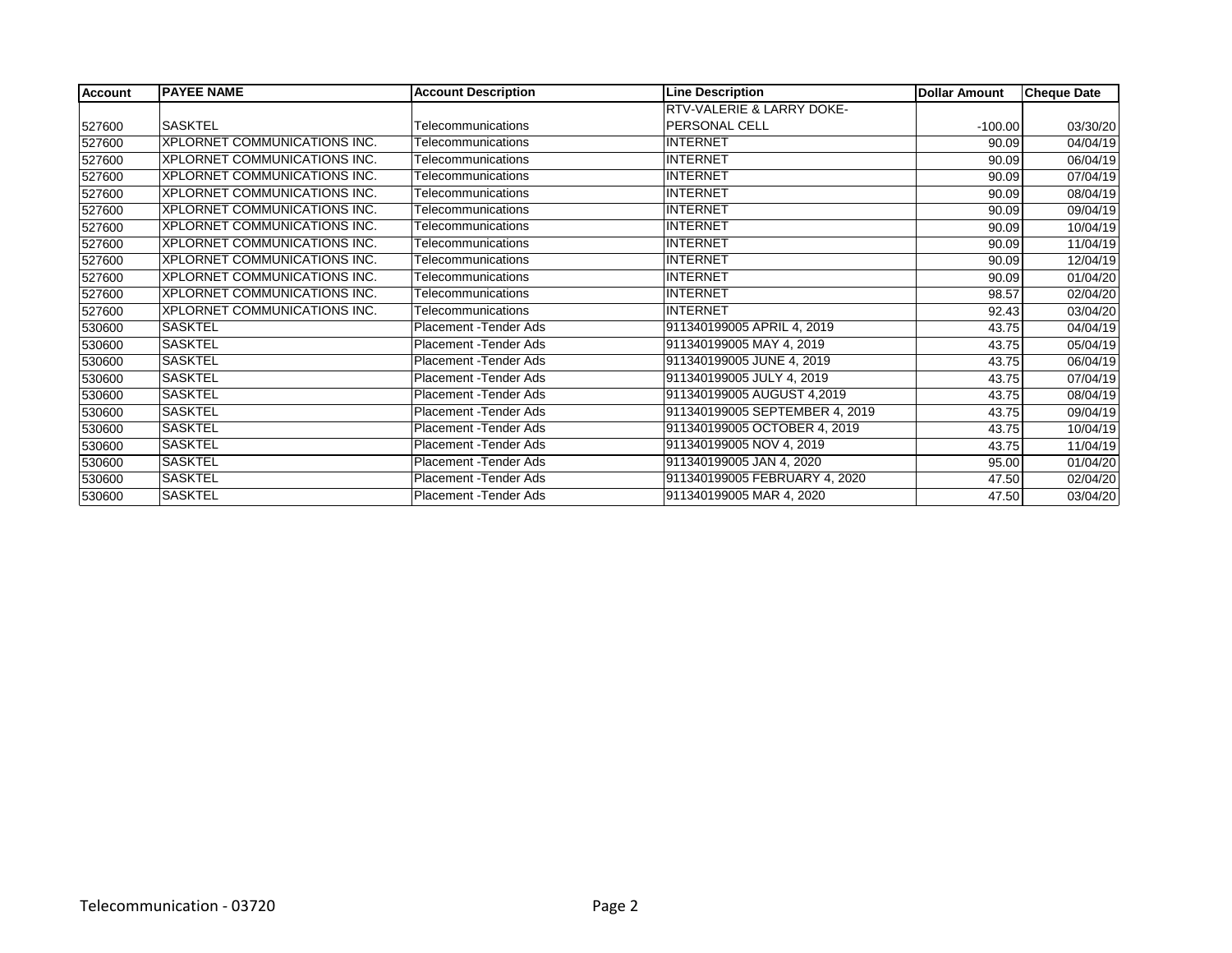| Account | PAYEE NAME | Account Description | Line Description | Dollar Amount | Cheque Date |
|---|---|---|---|---|---|
| 527600 | SASKTEL | Telecommunications | RTV-VALERIE & LARRY DOKE-PERSONAL CELL | -100.00 | 03/30/20 |
| 527600 | XPLORNET COMMUNICATIONS INC. | Telecommunications | INTERNET | 90.09 | 04/04/19 |
| 527600 | XPLORNET COMMUNICATIONS INC. | Telecommunications | INTERNET | 90.09 | 06/04/19 |
| 527600 | XPLORNET COMMUNICATIONS INC. | Telecommunications | INTERNET | 90.09 | 07/04/19 |
| 527600 | XPLORNET COMMUNICATIONS INC. | Telecommunications | INTERNET | 90.09 | 08/04/19 |
| 527600 | XPLORNET COMMUNICATIONS INC. | Telecommunications | INTERNET | 90.09 | 09/04/19 |
| 527600 | XPLORNET COMMUNICATIONS INC. | Telecommunications | INTERNET | 90.09 | 10/04/19 |
| 527600 | XPLORNET COMMUNICATIONS INC. | Telecommunications | INTERNET | 90.09 | 11/04/19 |
| 527600 | XPLORNET COMMUNICATIONS INC. | Telecommunications | INTERNET | 90.09 | 12/04/19 |
| 527600 | XPLORNET COMMUNICATIONS INC. | Telecommunications | INTERNET | 90.09 | 01/04/20 |
| 527600 | XPLORNET COMMUNICATIONS INC. | Telecommunications | INTERNET | 98.57 | 02/04/20 |
| 527600 | XPLORNET COMMUNICATIONS INC. | Telecommunications | INTERNET | 92.43 | 03/04/20 |
| 530600 | SASKTEL | Placement -Tender Ads | 911340199005 APRIL 4, 2019 | 43.75 | 04/04/19 |
| 530600 | SASKTEL | Placement -Tender Ads | 911340199005 MAY 4, 2019 | 43.75 | 05/04/19 |
| 530600 | SASKTEL | Placement -Tender Ads | 911340199005 JUNE 4, 2019 | 43.75 | 06/04/19 |
| 530600 | SASKTEL | Placement -Tender Ads | 911340199005 JULY 4, 2019 | 43.75 | 07/04/19 |
| 530600 | SASKTEL | Placement -Tender Ads | 911340199005 AUGUST 4,2019 | 43.75 | 08/04/19 |
| 530600 | SASKTEL | Placement -Tender Ads | 911340199005 SEPTEMBER 4, 2019 | 43.75 | 09/04/19 |
| 530600 | SASKTEL | Placement -Tender Ads | 911340199005 OCTOBER 4, 2019 | 43.75 | 10/04/19 |
| 530600 | SASKTEL | Placement -Tender Ads | 911340199005 NOV 4, 2019 | 43.75 | 11/04/19 |
| 530600 | SASKTEL | Placement -Tender Ads | 911340199005 JAN 4, 2020 | 95.00 | 01/04/20 |
| 530600 | SASKTEL | Placement -Tender Ads | 911340199005 FEBRUARY 4, 2020 | 47.50 | 02/04/20 |
| 530600 | SASKTEL | Placement -Tender Ads | 911340199005 MAR 4, 2020 | 47.50 | 03/04/20 |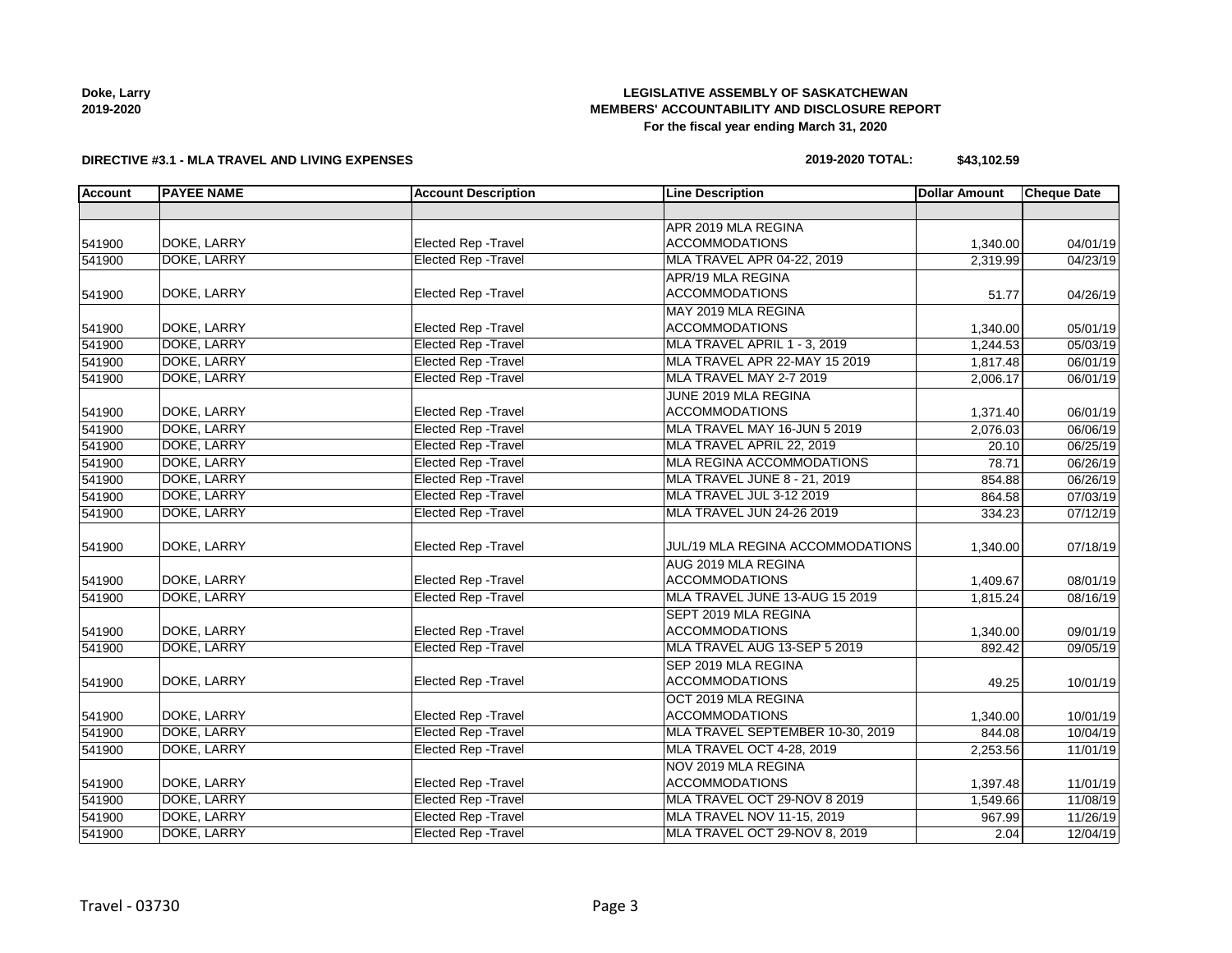**Doke, Larry**
**2019-2020**

# LEGISLATIVE ASSEMBLY OF SASKATCHEWAN
## MEMBERS' ACCOUNTABILITY AND DISCLOSURE REPORT
### For the fiscal year ending March 31, 2020

**DIRECTIVE #3.1 - MLA TRAVEL AND LIVING EXPENSES** **2019-2020 TOTAL: $43,102.59**

| Account | PAYEE NAME | Account Description | Line Description | Dollar Amount | Cheque Date |
|---|---|---|---|---|---|
| | | | | | |
| 541900 | DOKE, LARRY | Elected Rep -Travel | APR 2019 MLA REGINA ACCOMMODATIONS | 1,340.00 | 04/01/19 |
| 541900 | DOKE, LARRY | Elected Rep -Travel | MLA TRAVEL APR 04-22, 2019 | 2,319.99 | 04/23/19 |
| 541900 | DOKE, LARRY | Elected Rep -Travel | APR/19 MLA REGINA ACCOMMODATIONS | 51.77 | 04/26/19 |
| 541900 | DOKE, LARRY | Elected Rep -Travel | MAY 2019 MLA REGINA ACCOMMODATIONS | 1,340.00 | 05/01/19 |
| 541900 | DOKE, LARRY | Elected Rep -Travel | MLA TRAVEL APRIL 1 - 3, 2019 | 1,244.53 | 05/03/19 |
| 541900 | DOKE, LARRY | Elected Rep -Travel | MLA TRAVEL APR 22-MAY 15 2019 | 1,817.48 | 06/01/19 |
| 541900 | DOKE, LARRY | Elected Rep -Travel | MLA TRAVEL MAY 2-7 2019 | 2,006.17 | 06/01/19 |
| 541900 | DOKE, LARRY | Elected Rep -Travel | JUNE 2019 MLA REGINA ACCOMMODATIONS | 1,371.40 | 06/01/19 |
| 541900 | DOKE, LARRY | Elected Rep -Travel | MLA TRAVEL MAY 16-JUN 5 2019 | 2,076.03 | 06/06/19 |
| 541900 | DOKE, LARRY | Elected Rep -Travel | MLA TRAVEL APRIL 22, 2019 | 20.10 | 06/25/19 |
| 541900 | DOKE, LARRY | Elected Rep -Travel | MLA REGINA ACCOMMODATIONS | 78.71 | 06/26/19 |
| 541900 | DOKE, LARRY | Elected Rep -Travel | MLA TRAVEL JUNE 8 - 21, 2019 | 854.88 | 06/26/19 |
| 541900 | DOKE, LARRY | Elected Rep -Travel | MLA TRAVEL JUL 3-12 2019 | 864.58 | 07/03/19 |
| 541900 | DOKE, LARRY | Elected Rep -Travel | MLA TRAVEL JUN 24-26 2019 | 334.23 | 07/12/19 |
| 541900 | DOKE, LARRY | Elected Rep -Travel | JUL/19 MLA REGINA ACCOMMODATIONS | 1,340.00 | 07/18/19 |
| 541900 | DOKE, LARRY | Elected Rep -Travel | AUG 2019 MLA REGINA ACCOMMODATIONS | 1,409.67 | 08/01/19 |
| 541900 | DOKE, LARRY | Elected Rep -Travel | MLA TRAVEL JUNE 13-AUG 15 2019 | 1,815.24 | 08/16/19 |
| 541900 | DOKE, LARRY | Elected Rep -Travel | SEPT 2019 MLA REGINA ACCOMMODATIONS | 1,340.00 | 09/01/19 |
| 541900 | DOKE, LARRY | Elected Rep -Travel | MLA TRAVEL AUG 13-SEP 5 2019 | 892.42 | 09/05/19 |
| 541900 | DOKE, LARRY | Elected Rep -Travel | SEP 2019 MLA REGINA ACCOMMODATIONS | 49.25 | 10/01/19 |
| 541900 | DOKE, LARRY | Elected Rep -Travel | OCT 2019 MLA REGINA ACCOMMODATIONS | 1,340.00 | 10/01/19 |
| 541900 | DOKE, LARRY | Elected Rep -Travel | MLA TRAVEL SEPTEMBER 10-30, 2019 | 844.08 | 10/04/19 |
| 541900 | DOKE, LARRY | Elected Rep -Travel | MLA TRAVEL OCT 4-28, 2019 | 2,253.56 | 11/01/19 |
| 541900 | DOKE, LARRY | Elected Rep -Travel | NOV 2019 MLA REGINA ACCOMMODATIONS | 1,397.48 | 11/01/19 |
| 541900 | DOKE, LARRY | Elected Rep -Travel | MLA TRAVEL OCT 29-NOV 8 2019 | 1,549.66 | 11/08/19 |
| 541900 | DOKE, LARRY | Elected Rep -Travel | MLA TRAVEL NOV 11-15, 2019 | 967.99 | 11/26/19 |
| 541900 | DOKE, LARRY | Elected Rep -Travel | MLA TRAVEL OCT 29-NOV 8, 2019 | 2.04 | 12/04/19 |

Travel - 03730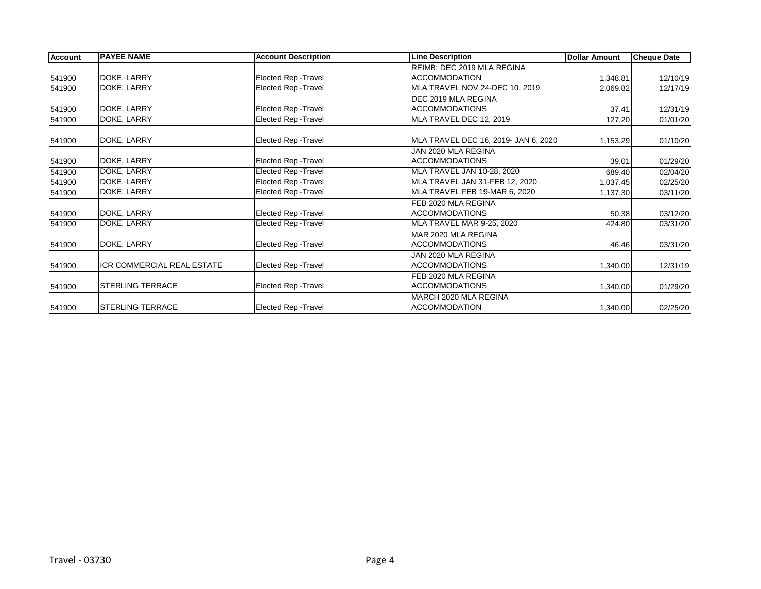| Account | PAYEE NAME | Account Description | Line Description | Dollar Amount | Cheque Date |
|---|---|---|---|---|---|
| 541900 | DOKE, LARRY | Elected Rep -Travel | REIMB: DEC 2019 MLA REGINA ACCOMMODATION | 1,348.81 | 12/10/19 |
| 541900 | DOKE, LARRY | Elected Rep -Travel | MLA TRAVEL NOV 24-DEC 10, 2019 | 2,069.82 | 12/17/19 |
| 541900 | DOKE, LARRY | Elected Rep -Travel | DEC 2019 MLA REGINA ACCOMMODATIONS | 37.41 | 12/31/19 |
| 541900 | DOKE, LARRY | Elected Rep -Travel | MLA TRAVEL DEC 12, 2019 | 127.20 | 01/01/20 |
| 541900 | DOKE, LARRY | Elected Rep -Travel | MLA TRAVEL DEC 16, 2019- JAN 6, 2020 | 1,153.29 | 01/10/20 |
| 541900 | DOKE, LARRY | Elected Rep -Travel | JAN 2020 MLA REGINA ACCOMMODATIONS | 39.01 | 01/29/20 |
| 541900 | DOKE, LARRY | Elected Rep -Travel | MLA TRAVEL JAN 10-28, 2020 | 689.40 | 02/04/20 |
| 541900 | DOKE, LARRY | Elected Rep -Travel | MLA TRAVEL JAN 31-FEB 12, 2020 | 1,037.45 | 02/25/20 |
| 541900 | DOKE, LARRY | Elected Rep -Travel | MLA TRAVEL FEB 19-MAR 6, 2020 | 1,137.30 | 03/11/20 |
| 541900 | DOKE, LARRY | Elected Rep -Travel | FEB 2020 MLA REGINA ACCOMMODATIONS | 50.38 | 03/12/20 |
| 541900 | DOKE, LARRY | Elected Rep -Travel | MLA TRAVEL MAR 9-25, 2020 | 424.80 | 03/31/20 |
| 541900 | DOKE, LARRY | Elected Rep -Travel | MAR 2020 MLA REGINA ACCOMMODATIONS | 46.46 | 03/31/20 |
| 541900 | ICR COMMERCIAL REAL ESTATE | Elected Rep -Travel | JAN 2020 MLA REGINA ACCOMMODATIONS | 1,340.00 | 12/31/19 |
| 541900 | STERLING TERRACE | Elected Rep -Travel | FEB 2020 MLA REGINA ACCOMMODATIONS | 1,340.00 | 01/29/20 |
| 541900 | STERLING TERRACE | Elected Rep -Travel | MARCH 2020 MLA REGINA ACCOMMODATION | 1,340.00 | 02/25/20 |

Travel - 03730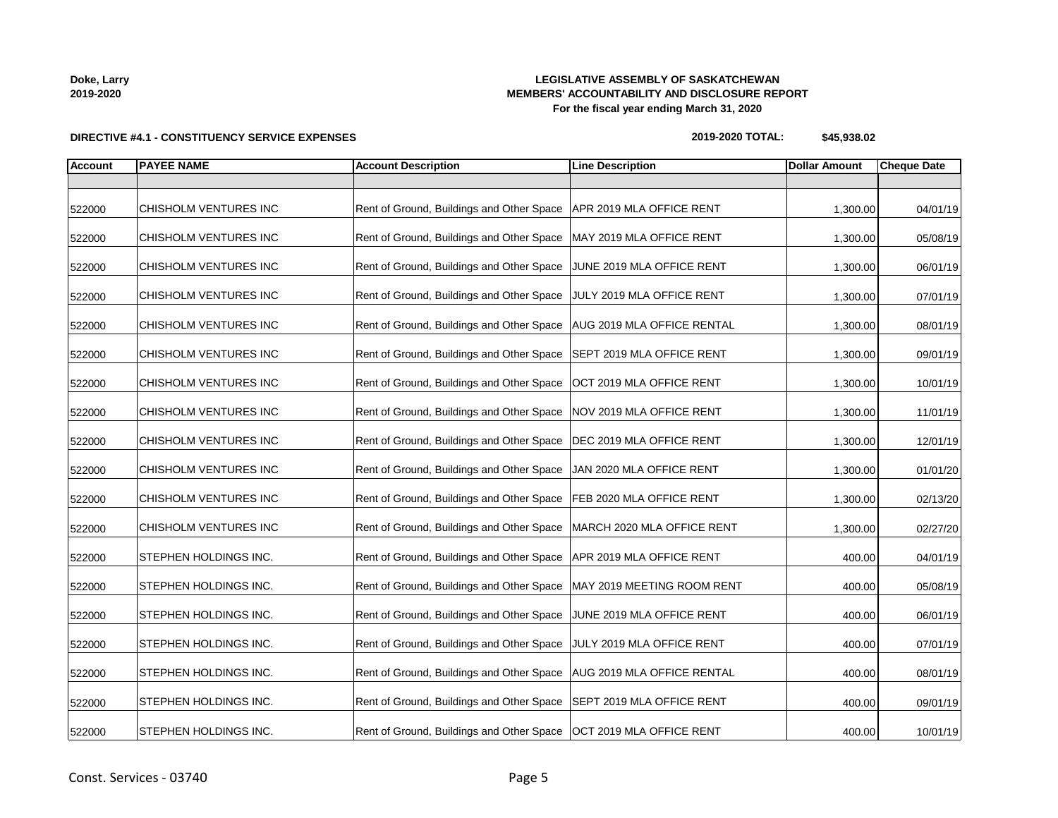Doke, Larry
2019-2020

**LEGISLATIVE ASSEMBLY OF SASKATCHEWAN**
**MEMBERS' ACCOUNTABILITY AND DISCLOSURE REPORT**
**For the fiscal year ending March 31, 2020**

**DIRECTIVE #4.1 - CONSTITUENCY SERVICE EXPENSES**

**2019-2020 TOTAL: $45,938.02**

| Account | PAYEE NAME | Account Description | Line Description | Dollar Amount | Cheque Date |
|---|---|---|---|---|---|
| | | | | | |
| 522000 | CHISHOLM VENTURES INC | Rent of Ground, Buildings and Other Space | APR 2019 MLA OFFICE RENT | 1,300.00 | 04/01/19 |
| 522000 | CHISHOLM VENTURES INC | Rent of Ground, Buildings and Other Space | MAY 2019 MLA OFFICE RENT | 1,300.00 | 05/08/19 |
| 522000 | CHISHOLM VENTURES INC | Rent of Ground, Buildings and Other Space | JUNE 2019 MLA OFFICE RENT | 1,300.00 | 06/01/19 |
| 522000 | CHISHOLM VENTURES INC | Rent of Ground, Buildings and Other Space | JULY 2019 MLA OFFICE RENT | 1,300.00 | 07/01/19 |
| 522000 | CHISHOLM VENTURES INC | Rent of Ground, Buildings and Other Space | AUG 2019 MLA OFFICE RENTAL | 1,300.00 | 08/01/19 |
| 522000 | CHISHOLM VENTURES INC | Rent of Ground, Buildings and Other Space | SEPT 2019 MLA OFFICE RENT | 1,300.00 | 09/01/19 |
| 522000 | CHISHOLM VENTURES INC | Rent of Ground, Buildings and Other Space | OCT 2019 MLA OFFICE RENT | 1,300.00 | 10/01/19 |
| 522000 | CHISHOLM VENTURES INC | Rent of Ground, Buildings and Other Space | NOV 2019 MLA OFFICE RENT | 1,300.00 | 11/01/19 |
| 522000 | CHISHOLM VENTURES INC | Rent of Ground, Buildings and Other Space | DEC 2019 MLA OFFICE RENT | 1,300.00 | 12/01/19 |
| 522000 | CHISHOLM VENTURES INC | Rent of Ground, Buildings and Other Space | JAN 2020 MLA OFFICE RENT | 1,300.00 | 01/01/20 |
| 522000 | CHISHOLM VENTURES INC | Rent of Ground, Buildings and Other Space | FEB 2020 MLA OFFICE RENT | 1,300.00 | 02/13/20 |
| 522000 | CHISHOLM VENTURES INC | Rent of Ground, Buildings and Other Space | MARCH 2020 MLA OFFICE RENT | 1,300.00 | 02/27/20 |
| 522000 | STEPHEN HOLDINGS INC. | Rent of Ground, Buildings and Other Space | APR 2019 MLA OFFICE RENT | 400.00 | 04/01/19 |
| 522000 | STEPHEN HOLDINGS INC. | Rent of Ground, Buildings and Other Space | MAY 2019 MEETING ROOM RENT | 400.00 | 05/08/19 |
| 522000 | STEPHEN HOLDINGS INC. | Rent of Ground, Buildings and Other Space | JUNE 2019 MLA OFFICE RENT | 400.00 | 06/01/19 |
| 522000 | STEPHEN HOLDINGS INC. | Rent of Ground, Buildings and Other Space | JULY 2019 MLA OFFICE RENT | 400.00 | 07/01/19 |
| 522000 | STEPHEN HOLDINGS INC. | Rent of Ground, Buildings and Other Space | AUG 2019 MLA OFFICE RENTAL | 400.00 | 08/01/19 |
| 522000 | STEPHEN HOLDINGS INC. | Rent of Ground, Buildings and Other Space | SEPT 2019 MLA OFFICE RENT | 400.00 | 09/01/19 |
| 522000 | STEPHEN HOLDINGS INC. | Rent of Ground, Buildings and Other Space | OCT 2019 MLA OFFICE RENT | 400.00 | 10/01/19 |

Const. Services - 03740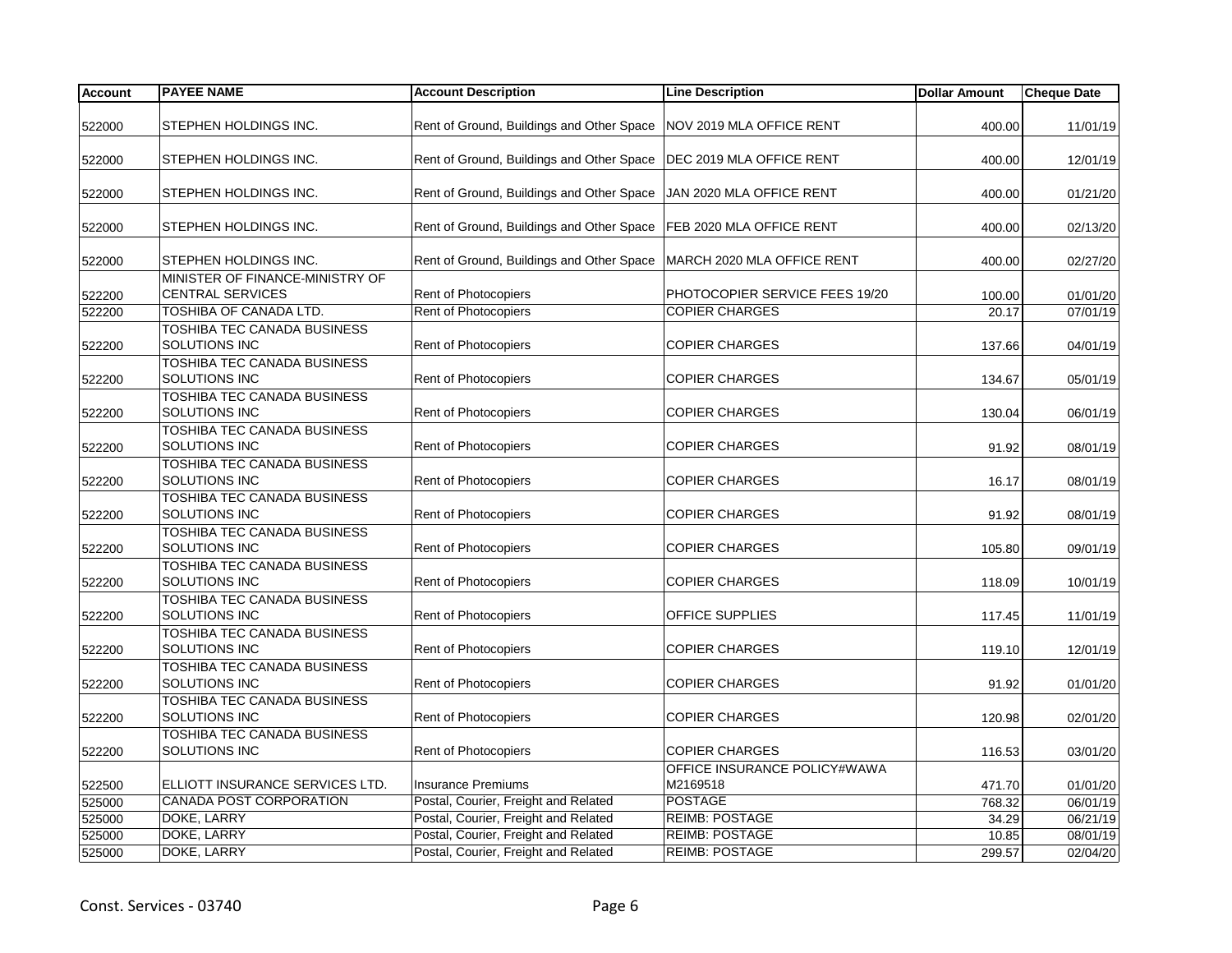| Account | PAYEE NAME | Account Description | Line Description | Dollar Amount | Cheque Date |
|---|---|---|---|---|---|
| 522000 | STEPHEN HOLDINGS INC. | Rent of Ground, Buildings and Other Space | NOV 2019 MLA OFFICE RENT | 400.00 | 11/01/19 |
| 522000 | STEPHEN HOLDINGS INC. | Rent of Ground, Buildings and Other Space | DEC 2019 MLA OFFICE RENT | 400.00 | 12/01/19 |
| 522000 | STEPHEN HOLDINGS INC. | Rent of Ground, Buildings and Other Space | JAN 2020 MLA OFFICE RENT | 400.00 | 01/21/20 |
| 522000 | STEPHEN HOLDINGS INC. | Rent of Ground, Buildings and Other Space | FEB 2020 MLA OFFICE RENT | 400.00 | 02/13/20 |
| 522000 | STEPHEN HOLDINGS INC. | Rent of Ground, Buildings and Other Space | MARCH 2020 MLA OFFICE RENT | 400.00 | 02/27/20 |
| 522200 | MINISTER OF FINANCE-MINISTRY OF CENTRAL SERVICES | Rent of Photocopiers | PHOTOCOPIER SERVICE FEES 19/20 | 100.00 | 01/01/20 |
| 522200 | TOSHIBA OF CANADA LTD. | Rent of Photocopiers | COPIER CHARGES | 20.17 | 07/01/19 |
| 522200 | TOSHIBA TEC CANADA BUSINESS SOLUTIONS INC | Rent of Photocopiers | COPIER CHARGES | 137.66 | 04/01/19 |
| 522200 | TOSHIBA TEC CANADA BUSINESS SOLUTIONS INC | Rent of Photocopiers | COPIER CHARGES | 134.67 | 05/01/19 |
| 522200 | TOSHIBA TEC CANADA BUSINESS SOLUTIONS INC | Rent of Photocopiers | COPIER CHARGES | 130.04 | 06/01/19 |
| 522200 | TOSHIBA TEC CANADA BUSINESS SOLUTIONS INC | Rent of Photocopiers | COPIER CHARGES | 91.92 | 08/01/19 |
| 522200 | TOSHIBA TEC CANADA BUSINESS SOLUTIONS INC | Rent of Photocopiers | COPIER CHARGES | 16.17 | 08/01/19 |
| 522200 | TOSHIBA TEC CANADA BUSINESS SOLUTIONS INC | Rent of Photocopiers | COPIER CHARGES | 91.92 | 08/01/19 |
| 522200 | TOSHIBA TEC CANADA BUSINESS SOLUTIONS INC | Rent of Photocopiers | COPIER CHARGES | 105.80 | 09/01/19 |
| 522200 | TOSHIBA TEC CANADA BUSINESS SOLUTIONS INC | Rent of Photocopiers | COPIER CHARGES | 118.09 | 10/01/19 |
| 522200 | TOSHIBA TEC CANADA BUSINESS SOLUTIONS INC | Rent of Photocopiers | OFFICE SUPPLIES | 117.45 | 11/01/19 |
| 522200 | TOSHIBA TEC CANADA BUSINESS SOLUTIONS INC | Rent of Photocopiers | COPIER CHARGES | 119.10 | 12/01/19 |
| 522200 | TOSHIBA TEC CANADA BUSINESS SOLUTIONS INC | Rent of Photocopiers | COPIER CHARGES | 91.92 | 01/01/20 |
| 522200 | TOSHIBA TEC CANADA BUSINESS SOLUTIONS INC | Rent of Photocopiers | COPIER CHARGES | 120.98 | 02/01/20 |
| 522200 | TOSHIBA TEC CANADA BUSINESS SOLUTIONS INC | Rent of Photocopiers | COPIER CHARGES | 116.53 | 03/01/20 |
| 522500 | ELLIOTT INSURANCE SERVICES LTD. | Insurance Premiums | OFFICE INSURANCE POLICY#WAWA M2169518 | 471.70 | 01/01/20 |
| 525000 | CANADA POST CORPORATION | Postal, Courier, Freight and Related | POSTAGE | 768.32 | 06/01/19 |
| 525000 | DOKE, LARRY | Postal, Courier, Freight and Related | REIMB: POSTAGE | 34.29 | 06/21/19 |
| 525000 | DOKE, LARRY | Postal, Courier, Freight and Related | REIMB: POSTAGE | 10.85 | 08/01/19 |
| 525000 | DOKE, LARRY | Postal, Courier, Freight and Related | REIMB: POSTAGE | 299.57 | 02/04/20 |

Const. Services - 03740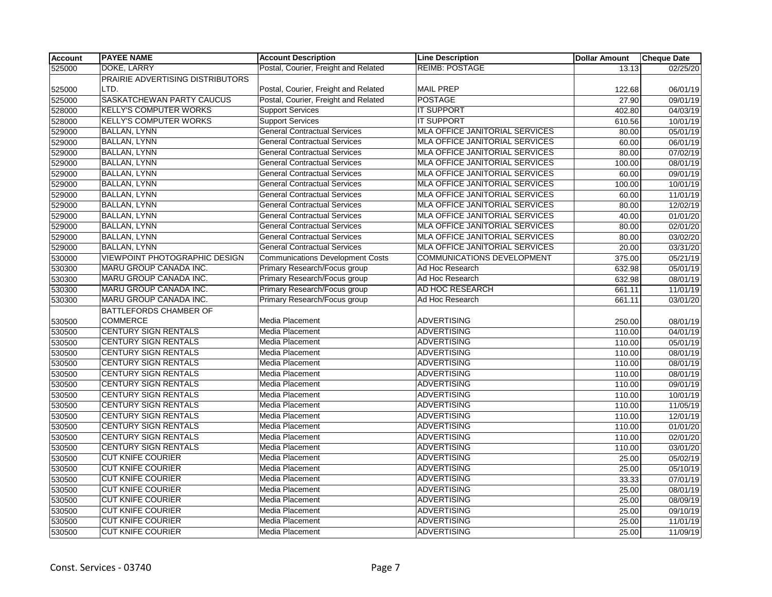| Account | PAYEE NAME | Account Description | Line Description | Dollar Amount | Cheque Date |
| --- | --- | --- | --- | --- | --- |
| 525000 | DOKE, LARRY | Postal, Courier, Freight and Related | REIMB: POSTAGE | 13.13 | 02/25/20 |
| 525000 | PRAIRIE ADVERTISING DISTRIBUTORS LTD. | Postal, Courier, Freight and Related | MAIL PREP | 122.68 | 06/01/19 |
| 525000 | SASKATCHEWAN PARTY CAUCUS | Postal, Courier, Freight and Related | POSTAGE | 27.90 | 09/01/19 |
| 528000 | KELLY'S COMPUTER WORKS | Support Services | IT SUPPORT | 402.80 | 04/03/19 |
| 528000 | KELLY'S COMPUTER WORKS | Support Services | IT SUPPORT | 610.56 | 10/01/19 |
| 529000 | BALLAN, LYNN | General Contractual Services | MLA OFFICE JANITORIAL SERVICES | 80.00 | 05/01/19 |
| 529000 | BALLAN, LYNN | General Contractual Services | MLA OFFICE JANITORIAL SERVICES | 60.00 | 06/01/19 |
| 529000 | BALLAN, LYNN | General Contractual Services | MLA OFFICE JANITORIAL SERVICES | 80.00 | 07/02/19 |
| 529000 | BALLAN, LYNN | General Contractual Services | MLA OFFICE JANITORIAL SERVICES | 100.00 | 08/01/19 |
| 529000 | BALLAN, LYNN | General Contractual Services | MLA OFFICE JANITORIAL SERVICES | 60.00 | 09/01/19 |
| 529000 | BALLAN, LYNN | General Contractual Services | MLA OFFICE JANITORIAL SERVICES | 100.00 | 10/01/19 |
| 529000 | BALLAN, LYNN | General Contractual Services | MLA OFFICE JANITORIAL SERVICES | 60.00 | 11/01/19 |
| 529000 | BALLAN, LYNN | General Contractual Services | MLA OFFICE JANITORIAL SERVICES | 80.00 | 12/02/19 |
| 529000 | BALLAN, LYNN | General Contractual Services | MLA OFFICE JANITORIAL SERVICES | 40.00 | 01/01/20 |
| 529000 | BALLAN, LYNN | General Contractual Services | MLA OFFICE JANITORIAL SERVICES | 80.00 | 02/01/20 |
| 529000 | BALLAN, LYNN | General Contractual Services | MLA OFFICE JANITORIAL SERVICES | 80.00 | 03/02/20 |
| 529000 | BALLAN, LYNN | General Contractual Services | MLA OFFICE JANITORIAL SERVICES | 20.00 | 03/31/20 |
| 530000 | VIEWPOINT PHOTOGRAPHIC DESIGN | Communications Development Costs | COMMUNICATIONS DEVELOPMENT | 375.00 | 05/21/19 |
| 530300 | MARU GROUP CANADA INC. | Primary Research/Focus group | Ad Hoc Research | 632.98 | 05/01/19 |
| 530300 | MARU GROUP CANADA INC. | Primary Research/Focus group | Ad Hoc Research | 632.98 | 08/01/19 |
| 530300 | MARU GROUP CANADA INC. | Primary Research/Focus group | AD HOC RESEARCH | 661.11 | 11/01/19 |
| 530300 | MARU GROUP CANADA INC. | Primary Research/Focus group | Ad Hoc Research | 661.11 | 03/01/20 |
| 530500 | BATTLEFORDS CHAMBER OF COMMERCE | Media Placement | ADVERTISING | 250.00 | 08/01/19 |
| 530500 | CENTURY SIGN RENTALS | Media Placement | ADVERTISING | 110.00 | 04/01/19 |
| 530500 | CENTURY SIGN RENTALS | Media Placement | ADVERTISING | 110.00 | 05/01/19 |
| 530500 | CENTURY SIGN RENTALS | Media Placement | ADVERTISING | 110.00 | 08/01/19 |
| 530500 | CENTURY SIGN RENTALS | Media Placement | ADVERTISING | 110.00 | 08/01/19 |
| 530500 | CENTURY SIGN RENTALS | Media Placement | ADVERTISING | 110.00 | 08/01/19 |
| 530500 | CENTURY SIGN RENTALS | Media Placement | ADVERTISING | 110.00 | 09/01/19 |
| 530500 | CENTURY SIGN RENTALS | Media Placement | ADVERTISING | 110.00 | 10/01/19 |
| 530500 | CENTURY SIGN RENTALS | Media Placement | ADVERTISING | 110.00 | 11/05/19 |
| 530500 | CENTURY SIGN RENTALS | Media Placement | ADVERTISING | 110.00 | 12/01/19 |
| 530500 | CENTURY SIGN RENTALS | Media Placement | ADVERTISING | 110.00 | 01/01/20 |
| 530500 | CENTURY SIGN RENTALS | Media Placement | ADVERTISING | 110.00 | 02/01/20 |
| 530500 | CENTURY SIGN RENTALS | Media Placement | ADVERTISING | 110.00 | 03/01/20 |
| 530500 | CUT KNIFE COURIER | Media Placement | ADVERTISING | 25.00 | 05/02/19 |
| 530500 | CUT KNIFE COURIER | Media Placement | ADVERTISING | 25.00 | 05/10/19 |
| 530500 | CUT KNIFE COURIER | Media Placement | ADVERTISING | 33.33 | 07/01/19 |
| 530500 | CUT KNIFE COURIER | Media Placement | ADVERTISING | 25.00 | 08/01/19 |
| 530500 | CUT KNIFE COURIER | Media Placement | ADVERTISING | 25.00 | 08/09/19 |
| 530500 | CUT KNIFE COURIER | Media Placement | ADVERTISING | 25.00 | 09/10/19 |
| 530500 | CUT KNIFE COURIER | Media Placement | ADVERTISING | 25.00 | 11/01/19 |
| 530500 | CUT KNIFE COURIER | Media Placement | ADVERTISING | 25.00 | 11/09/19 |

Const. Services - 03740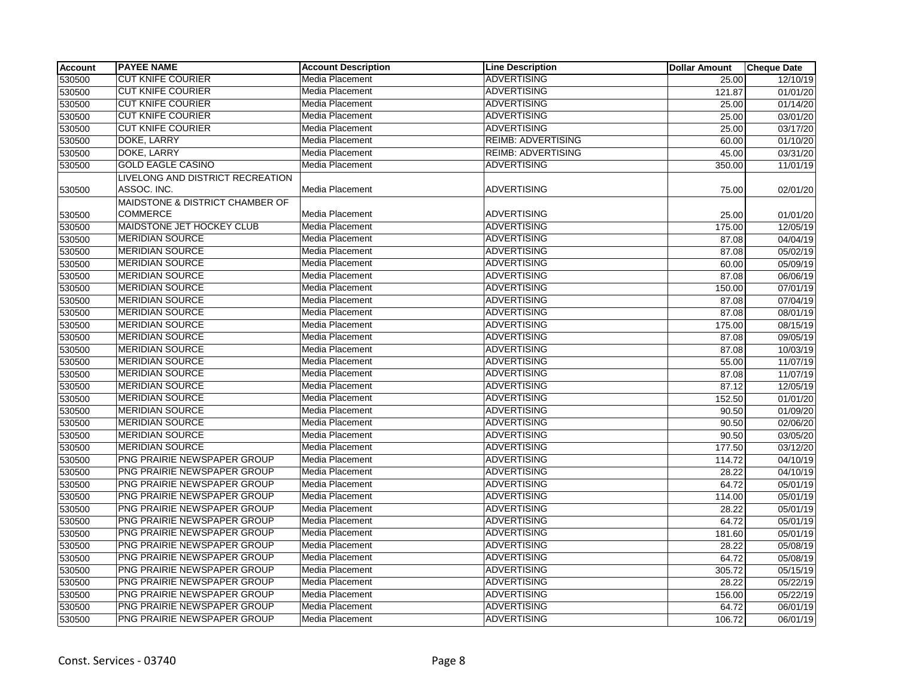| Account | PAYEE NAME | Account Description | Line Description | Dollar Amount | Cheque Date |
|---|---|---|---|---|---|
| 530500 | CUT KNIFE COURIER | Media Placement | ADVERTISING | 25.00 | 12/10/19 |
| 530500 | CUT KNIFE COURIER | Media Placement | ADVERTISING | 121.87 | 01/01/20 |
| 530500 | CUT KNIFE COURIER | Media Placement | ADVERTISING | 25.00 | 01/14/20 |
| 530500 | CUT KNIFE COURIER | Media Placement | ADVERTISING | 25.00 | 03/01/20 |
| 530500 | CUT KNIFE COURIER | Media Placement | ADVERTISING | 25.00 | 03/17/20 |
| 530500 | DOKE, LARRY | Media Placement | REIMB: ADVERTISING | 60.00 | 01/10/20 |
| 530500 | DOKE, LARRY | Media Placement | REIMB: ADVERTISING | 45.00 | 03/31/20 |
| 530500 | GOLD EAGLE CASINO | Media Placement | ADVERTISING | 350.00 | 11/01/19 |
| 530500 | LIVELONG AND DISTRICT RECREATION ASSOC. INC. | Media Placement | ADVERTISING | 75.00 | 02/01/20 |
| 530500 | MAIDSTONE & DISTRICT CHAMBER OF COMMERCE | Media Placement | ADVERTISING | 25.00 | 01/01/20 |
| 530500 | MAIDSTONE JET HOCKEY CLUB | Media Placement | ADVERTISING | 175.00 | 12/05/19 |
| 530500 | MERIDIAN SOURCE | Media Placement | ADVERTISING | 87.08 | 04/04/19 |
| 530500 | MERIDIAN SOURCE | Media Placement | ADVERTISING | 87.08 | 05/02/19 |
| 530500 | MERIDIAN SOURCE | Media Placement | ADVERTISING | 60.00 | 05/09/19 |
| 530500 | MERIDIAN SOURCE | Media Placement | ADVERTISING | 87.08 | 06/06/19 |
| 530500 | MERIDIAN SOURCE | Media Placement | ADVERTISING | 150.00 | 07/01/19 |
| 530500 | MERIDIAN SOURCE | Media Placement | ADVERTISING | 87.08 | 07/04/19 |
| 530500 | MERIDIAN SOURCE | Media Placement | ADVERTISING | 87.08 | 08/01/19 |
| 530500 | MERIDIAN SOURCE | Media Placement | ADVERTISING | 175.00 | 08/15/19 |
| 530500 | MERIDIAN SOURCE | Media Placement | ADVERTISING | 87.08 | 09/05/19 |
| 530500 | MERIDIAN SOURCE | Media Placement | ADVERTISING | 87.08 | 10/03/19 |
| 530500 | MERIDIAN SOURCE | Media Placement | ADVERTISING | 55.00 | 11/07/19 |
| 530500 | MERIDIAN SOURCE | Media Placement | ADVERTISING | 87.08 | 11/07/19 |
| 530500 | MERIDIAN SOURCE | Media Placement | ADVERTISING | 87.12 | 12/05/19 |
| 530500 | MERIDIAN SOURCE | Media Placement | ADVERTISING | 152.50 | 01/01/20 |
| 530500 | MERIDIAN SOURCE | Media Placement | ADVERTISING | 90.50 | 01/09/20 |
| 530500 | MERIDIAN SOURCE | Media Placement | ADVERTISING | 90.50 | 02/06/20 |
| 530500 | MERIDIAN SOURCE | Media Placement | ADVERTISING | 90.50 | 03/05/20 |
| 530500 | MERIDIAN SOURCE | Media Placement | ADVERTISING | 177.50 | 03/12/20 |
| 530500 | PNG PRAIRIE NEWSPAPER GROUP | Media Placement | ADVERTISING | 114.72 | 04/10/19 |
| 530500 | PNG PRAIRIE NEWSPAPER GROUP | Media Placement | ADVERTISING | 28.22 | 04/10/19 |
| 530500 | PNG PRAIRIE NEWSPAPER GROUP | Media Placement | ADVERTISING | 64.72 | 05/01/19 |
| 530500 | PNG PRAIRIE NEWSPAPER GROUP | Media Placement | ADVERTISING | 114.00 | 05/01/19 |
| 530500 | PNG PRAIRIE NEWSPAPER GROUP | Media Placement | ADVERTISING | 28.22 | 05/01/19 |
| 530500 | PNG PRAIRIE NEWSPAPER GROUP | Media Placement | ADVERTISING | 64.72 | 05/01/19 |
| 530500 | PNG PRAIRIE NEWSPAPER GROUP | Media Placement | ADVERTISING | 181.60 | 05/01/19 |
| 530500 | PNG PRAIRIE NEWSPAPER GROUP | Media Placement | ADVERTISING | 28.22 | 05/08/19 |
| 530500 | PNG PRAIRIE NEWSPAPER GROUP | Media Placement | ADVERTISING | 64.72 | 05/08/19 |
| 530500 | PNG PRAIRIE NEWSPAPER GROUP | Media Placement | ADVERTISING | 305.72 | 05/15/19 |
| 530500 | PNG PRAIRIE NEWSPAPER GROUP | Media Placement | ADVERTISING | 28.22 | 05/22/19 |
| 530500 | PNG PRAIRIE NEWSPAPER GROUP | Media Placement | ADVERTISING | 156.00 | 05/22/19 |
| 530500 | PNG PRAIRIE NEWSPAPER GROUP | Media Placement | ADVERTISING | 64.72 | 06/01/19 |
| 530500 | PNG PRAIRIE NEWSPAPER GROUP | Media Placement | ADVERTISING | 106.72 | 06/01/19 |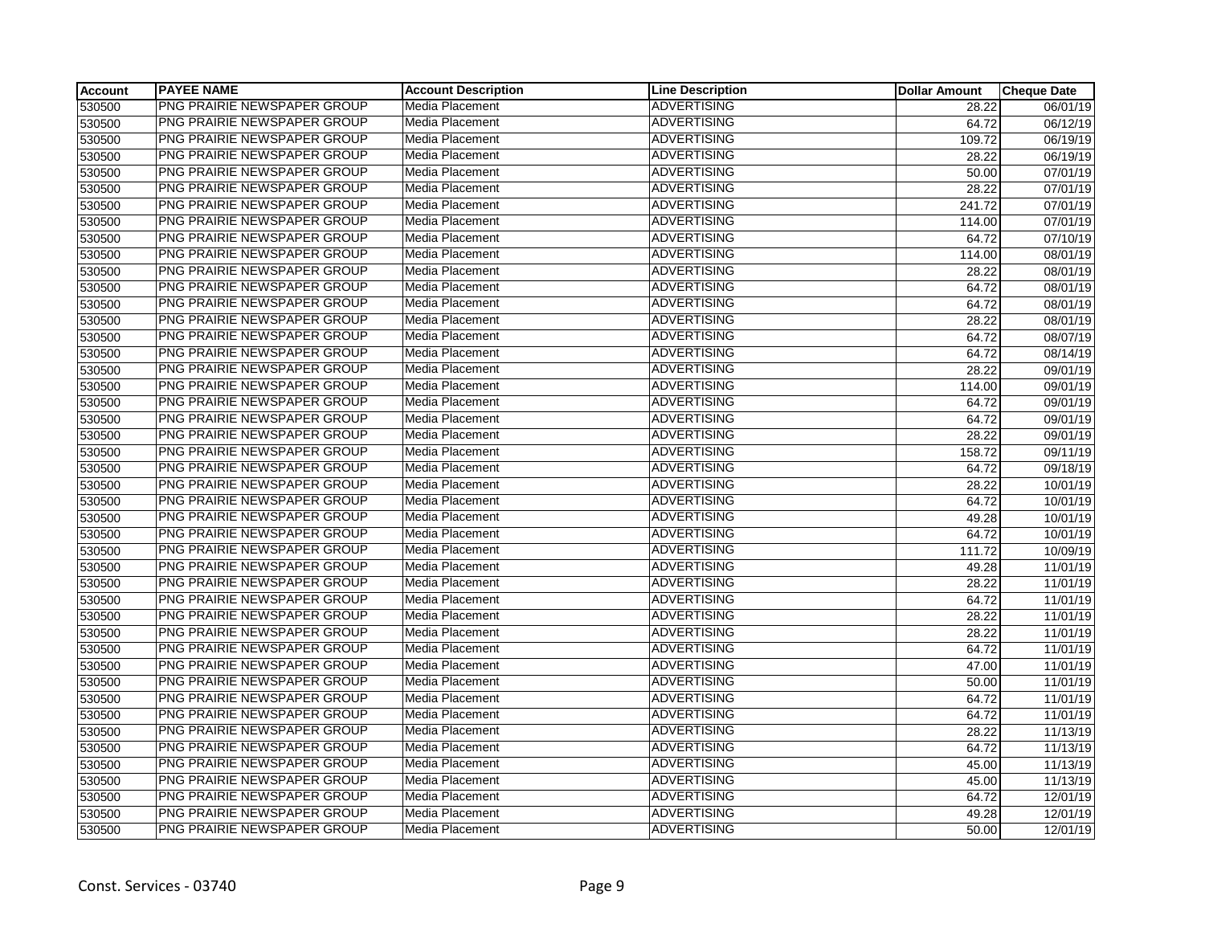| Account | PAYEE NAME | Account Description | Line Description | Dollar Amount | Cheque Date |
|---|---|---|---|---|---|
| 530500 | PNG PRAIRIE NEWSPAPER GROUP | Media Placement | ADVERTISING | 28.22 | 06/01/19 |
| 530500 | PNG PRAIRIE NEWSPAPER GROUP | Media Placement | ADVERTISING | 64.72 | 06/12/19 |
| 530500 | PNG PRAIRIE NEWSPAPER GROUP | Media Placement | ADVERTISING | 109.72 | 06/19/19 |
| 530500 | PNG PRAIRIE NEWSPAPER GROUP | Media Placement | ADVERTISING | 28.22 | 06/19/19 |
| 530500 | PNG PRAIRIE NEWSPAPER GROUP | Media Placement | ADVERTISING | 50.00 | 07/01/19 |
| 530500 | PNG PRAIRIE NEWSPAPER GROUP | Media Placement | ADVERTISING | 28.22 | 07/01/19 |
| 530500 | PNG PRAIRIE NEWSPAPER GROUP | Media Placement | ADVERTISING | 241.72 | 07/01/19 |
| 530500 | PNG PRAIRIE NEWSPAPER GROUP | Media Placement | ADVERTISING | 114.00 | 07/01/19 |
| 530500 | PNG PRAIRIE NEWSPAPER GROUP | Media Placement | ADVERTISING | 64.72 | 07/10/19 |
| 530500 | PNG PRAIRIE NEWSPAPER GROUP | Media Placement | ADVERTISING | 114.00 | 08/01/19 |
| 530500 | PNG PRAIRIE NEWSPAPER GROUP | Media Placement | ADVERTISING | 28.22 | 08/01/19 |
| 530500 | PNG PRAIRIE NEWSPAPER GROUP | Media Placement | ADVERTISING | 64.72 | 08/01/19 |
| 530500 | PNG PRAIRIE NEWSPAPER GROUP | Media Placement | ADVERTISING | 64.72 | 08/01/19 |
| 530500 | PNG PRAIRIE NEWSPAPER GROUP | Media Placement | ADVERTISING | 28.22 | 08/01/19 |
| 530500 | PNG PRAIRIE NEWSPAPER GROUP | Media Placement | ADVERTISING | 64.72 | 08/07/19 |
| 530500 | PNG PRAIRIE NEWSPAPER GROUP | Media Placement | ADVERTISING | 64.72 | 08/14/19 |
| 530500 | PNG PRAIRIE NEWSPAPER GROUP | Media Placement | ADVERTISING | 28.22 | 09/01/19 |
| 530500 | PNG PRAIRIE NEWSPAPER GROUP | Media Placement | ADVERTISING | 114.00 | 09/01/19 |
| 530500 | PNG PRAIRIE NEWSPAPER GROUP | Media Placement | ADVERTISING | 64.72 | 09/01/19 |
| 530500 | PNG PRAIRIE NEWSPAPER GROUP | Media Placement | ADVERTISING | 64.72 | 09/01/19 |
| 530500 | PNG PRAIRIE NEWSPAPER GROUP | Media Placement | ADVERTISING | 28.22 | 09/01/19 |
| 530500 | PNG PRAIRIE NEWSPAPER GROUP | Media Placement | ADVERTISING | 158.72 | 09/11/19 |
| 530500 | PNG PRAIRIE NEWSPAPER GROUP | Media Placement | ADVERTISING | 64.72 | 09/18/19 |
| 530500 | PNG PRAIRIE NEWSPAPER GROUP | Media Placement | ADVERTISING | 28.22 | 10/01/19 |
| 530500 | PNG PRAIRIE NEWSPAPER GROUP | Media Placement | ADVERTISING | 64.72 | 10/01/19 |
| 530500 | PNG PRAIRIE NEWSPAPER GROUP | Media Placement | ADVERTISING | 49.28 | 10/01/19 |
| 530500 | PNG PRAIRIE NEWSPAPER GROUP | Media Placement | ADVERTISING | 64.72 | 10/01/19 |
| 530500 | PNG PRAIRIE NEWSPAPER GROUP | Media Placement | ADVERTISING | 111.72 | 10/09/19 |
| 530500 | PNG PRAIRIE NEWSPAPER GROUP | Media Placement | ADVERTISING | 49.28 | 11/01/19 |
| 530500 | PNG PRAIRIE NEWSPAPER GROUP | Media Placement | ADVERTISING | 28.22 | 11/01/19 |
| 530500 | PNG PRAIRIE NEWSPAPER GROUP | Media Placement | ADVERTISING | 64.72 | 11/01/19 |
| 530500 | PNG PRAIRIE NEWSPAPER GROUP | Media Placement | ADVERTISING | 28.22 | 11/01/19 |
| 530500 | PNG PRAIRIE NEWSPAPER GROUP | Media Placement | ADVERTISING | 28.22 | 11/01/19 |
| 530500 | PNG PRAIRIE NEWSPAPER GROUP | Media Placement | ADVERTISING | 64.72 | 11/01/19 |
| 530500 | PNG PRAIRIE NEWSPAPER GROUP | Media Placement | ADVERTISING | 47.00 | 11/01/19 |
| 530500 | PNG PRAIRIE NEWSPAPER GROUP | Media Placement | ADVERTISING | 50.00 | 11/01/19 |
| 530500 | PNG PRAIRIE NEWSPAPER GROUP | Media Placement | ADVERTISING | 64.72 | 11/01/19 |
| 530500 | PNG PRAIRIE NEWSPAPER GROUP | Media Placement | ADVERTISING | 64.72 | 11/01/19 |
| 530500 | PNG PRAIRIE NEWSPAPER GROUP | Media Placement | ADVERTISING | 28.22 | 11/13/19 |
| 530500 | PNG PRAIRIE NEWSPAPER GROUP | Media Placement | ADVERTISING | 64.72 | 11/13/19 |
| 530500 | PNG PRAIRIE NEWSPAPER GROUP | Media Placement | ADVERTISING | 45.00 | 11/13/19 |
| 530500 | PNG PRAIRIE NEWSPAPER GROUP | Media Placement | ADVERTISING | 45.00 | 11/13/19 |
| 530500 | PNG PRAIRIE NEWSPAPER GROUP | Media Placement | ADVERTISING | 64.72 | 12/01/19 |
| 530500 | PNG PRAIRIE NEWSPAPER GROUP | Media Placement | ADVERTISING | 49.28 | 12/01/19 |
| 530500 | PNG PRAIRIE NEWSPAPER GROUP | Media Placement | ADVERTISING | 50.00 | 12/01/19 |

Const. Services - 03740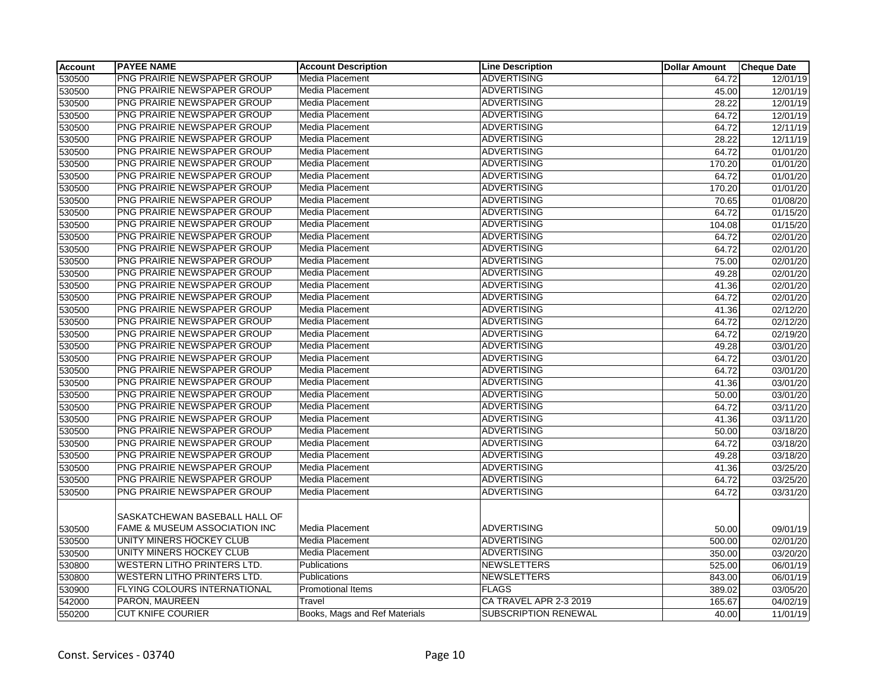| Account | PAYEE NAME | Account Description | Line Description | Dollar Amount | Cheque Date |
|---|---|---|---|---|---|
| 530500 | PNG PRAIRIE NEWSPAPER GROUP | Media Placement | ADVERTISING | 64.72 | 12/01/19 |
| 530500 | PNG PRAIRIE NEWSPAPER GROUP | Media Placement | ADVERTISING | 45.00 | 12/01/19 |
| 530500 | PNG PRAIRIE NEWSPAPER GROUP | Media Placement | ADVERTISING | 28.22 | 12/01/19 |
| 530500 | PNG PRAIRIE NEWSPAPER GROUP | Media Placement | ADVERTISING | 64.72 | 12/01/19 |
| 530500 | PNG PRAIRIE NEWSPAPER GROUP | Media Placement | ADVERTISING | 64.72 | 12/11/19 |
| 530500 | PNG PRAIRIE NEWSPAPER GROUP | Media Placement | ADVERTISING | 28.22 | 12/11/19 |
| 530500 | PNG PRAIRIE NEWSPAPER GROUP | Media Placement | ADVERTISING | 64.72 | 01/01/20 |
| 530500 | PNG PRAIRIE NEWSPAPER GROUP | Media Placement | ADVERTISING | 170.20 | 01/01/20 |
| 530500 | PNG PRAIRIE NEWSPAPER GROUP | Media Placement | ADVERTISING | 64.72 | 01/01/20 |
| 530500 | PNG PRAIRIE NEWSPAPER GROUP | Media Placement | ADVERTISING | 170.20 | 01/01/20 |
| 530500 | PNG PRAIRIE NEWSPAPER GROUP | Media Placement | ADVERTISING | 70.65 | 01/08/20 |
| 530500 | PNG PRAIRIE NEWSPAPER GROUP | Media Placement | ADVERTISING | 64.72 | 01/15/20 |
| 530500 | PNG PRAIRIE NEWSPAPER GROUP | Media Placement | ADVERTISING | 104.08 | 01/15/20 |
| 530500 | PNG PRAIRIE NEWSPAPER GROUP | Media Placement | ADVERTISING | 64.72 | 02/01/20 |
| 530500 | PNG PRAIRIE NEWSPAPER GROUP | Media Placement | ADVERTISING | 64.72 | 02/01/20 |
| 530500 | PNG PRAIRIE NEWSPAPER GROUP | Media Placement | ADVERTISING | 75.00 | 02/01/20 |
| 530500 | PNG PRAIRIE NEWSPAPER GROUP | Media Placement | ADVERTISING | 49.28 | 02/01/20 |
| 530500 | PNG PRAIRIE NEWSPAPER GROUP | Media Placement | ADVERTISING | 41.36 | 02/01/20 |
| 530500 | PNG PRAIRIE NEWSPAPER GROUP | Media Placement | ADVERTISING | 64.72 | 02/01/20 |
| 530500 | PNG PRAIRIE NEWSPAPER GROUP | Media Placement | ADVERTISING | 41.36 | 02/12/20 |
| 530500 | PNG PRAIRIE NEWSPAPER GROUP | Media Placement | ADVERTISING | 64.72 | 02/12/20 |
| 530500 | PNG PRAIRIE NEWSPAPER GROUP | Media Placement | ADVERTISING | 64.72 | 02/19/20 |
| 530500 | PNG PRAIRIE NEWSPAPER GROUP | Media Placement | ADVERTISING | 49.28 | 03/01/20 |
| 530500 | PNG PRAIRIE NEWSPAPER GROUP | Media Placement | ADVERTISING | 64.72 | 03/01/20 |
| 530500 | PNG PRAIRIE NEWSPAPER GROUP | Media Placement | ADVERTISING | 64.72 | 03/01/20 |
| 530500 | PNG PRAIRIE NEWSPAPER GROUP | Media Placement | ADVERTISING | 41.36 | 03/01/20 |
| 530500 | PNG PRAIRIE NEWSPAPER GROUP | Media Placement | ADVERTISING | 50.00 | 03/01/20 |
| 530500 | PNG PRAIRIE NEWSPAPER GROUP | Media Placement | ADVERTISING | 64.72 | 03/11/20 |
| 530500 | PNG PRAIRIE NEWSPAPER GROUP | Media Placement | ADVERTISING | 41.36 | 03/11/20 |
| 530500 | PNG PRAIRIE NEWSPAPER GROUP | Media Placement | ADVERTISING | 50.00 | 03/18/20 |
| 530500 | PNG PRAIRIE NEWSPAPER GROUP | Media Placement | ADVERTISING | 64.72 | 03/18/20 |
| 530500 | PNG PRAIRIE NEWSPAPER GROUP | Media Placement | ADVERTISING | 49.28 | 03/18/20 |
| 530500 | PNG PRAIRIE NEWSPAPER GROUP | Media Placement | ADVERTISING | 41.36 | 03/25/20 |
| 530500 | PNG PRAIRIE NEWSPAPER GROUP | Media Placement | ADVERTISING | 64.72 | 03/25/20 |
| 530500 | PNG PRAIRIE NEWSPAPER GROUP | Media Placement | ADVERTISING | 64.72 | 03/31/20 |
| 530500 | SASKATCHEWAN BASEBALL HALL OF FAME & MUSEUM ASSOCIATION INC | Media Placement | ADVERTISING | 50.00 | 09/01/19 |
| 530500 | UNITY MINERS HOCKEY CLUB | Media Placement | ADVERTISING | 500.00 | 02/01/20 |
| 530500 | UNITY MINERS HOCKEY CLUB | Media Placement | ADVERTISING | 350.00 | 03/20/20 |
| 530800 | WESTERN LITHO PRINTERS LTD. | Publications | NEWSLETTERS | 525.00 | 06/01/19 |
| 530800 | WESTERN LITHO PRINTERS LTD. | Publications | NEWSLETTERS | 843.00 | 06/01/19 |
| 530900 | FLYING COLOURS INTERNATIONAL | Promotional Items | FLAGS | 389.02 | 03/05/20 |
| 542000 | PARON, MAUREEN | Travel | CA TRAVEL APR 2-3 2019 | 165.67 | 04/02/19 |
| 550200 | CUT KNIFE COURIER | Books, Mags and Ref Materials | SUBSCRIPTION RENEWAL | 40.00 | 11/01/19 |

Const. Services - 03740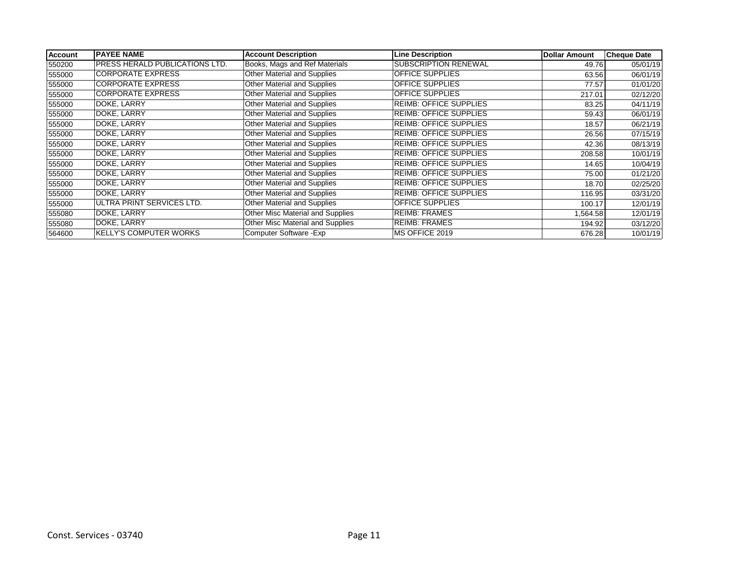| Account | PAYEE NAME | Account Description | Line Description | Dollar Amount | Cheque Date |
|---|---|---|---|---|---|
| 550200 | PRESS HERALD PUBLICATIONS LTD. | Books, Mags and Ref Materials | SUBSCRIPTION RENEWAL | 49.76 | 05/01/19 |
| 555000 | CORPORATE EXPRESS | Other Material and Supplies | OFFICE SUPPLIES | 63.56 | 06/01/19 |
| 555000 | CORPORATE EXPRESS | Other Material and Supplies | OFFICE SUPPLIES | 77.57 | 01/01/20 |
| 555000 | CORPORATE EXPRESS | Other Material and Supplies | OFFICE SUPPLIES | 217.01 | 02/12/20 |
| 555000 | DOKE, LARRY | Other Material and Supplies | REIMB: OFFICE SUPPLIES | 83.25 | 04/11/19 |
| 555000 | DOKE, LARRY | Other Material and Supplies | REIMB: OFFICE SUPPLIES | 59.43 | 06/01/19 |
| 555000 | DOKE, LARRY | Other Material and Supplies | REIMB: OFFICE SUPPLIES | 18.57 | 06/21/19 |
| 555000 | DOKE, LARRY | Other Material and Supplies | REIMB: OFFICE SUPPLIES | 26.56 | 07/15/19 |
| 555000 | DOKE, LARRY | Other Material and Supplies | REIMB: OFFICE SUPPLIES | 42.36 | 08/13/19 |
| 555000 | DOKE, LARRY | Other Material and Supplies | REIMB: OFFICE SUPPLIES | 208.58 | 10/01/19 |
| 555000 | DOKE, LARRY | Other Material and Supplies | REIMB: OFFICE SUPPLIES | 14.65 | 10/04/19 |
| 555000 | DOKE, LARRY | Other Material and Supplies | REIMB: OFFICE SUPPLIES | 75.00 | 01/21/20 |
| 555000 | DOKE, LARRY | Other Material and Supplies | REIMB: OFFICE SUPPLIES | 18.70 | 02/25/20 |
| 555000 | DOKE, LARRY | Other Material and Supplies | REIMB: OFFICE SUPPLIES | 116.95 | 03/31/20 |
| 555000 | ULTRA PRINT SERVICES LTD. | Other Material and Supplies | OFFICE SUPPLIES | 100.17 | 12/01/19 |
| 555080 | DOKE, LARRY | Other Misc Material and Supplies | REIMB: FRAMES | 1,564.58 | 12/01/19 |
| 555080 | DOKE, LARRY | Other Misc Material and Supplies | REIMB: FRAMES | 194.92 | 03/12/20 |
| 564600 | KELLY'S COMPUTER WORKS | Computer Software -Exp | MS OFFICE 2019 | 676.28 | 10/01/19 |

Const. Services - 03740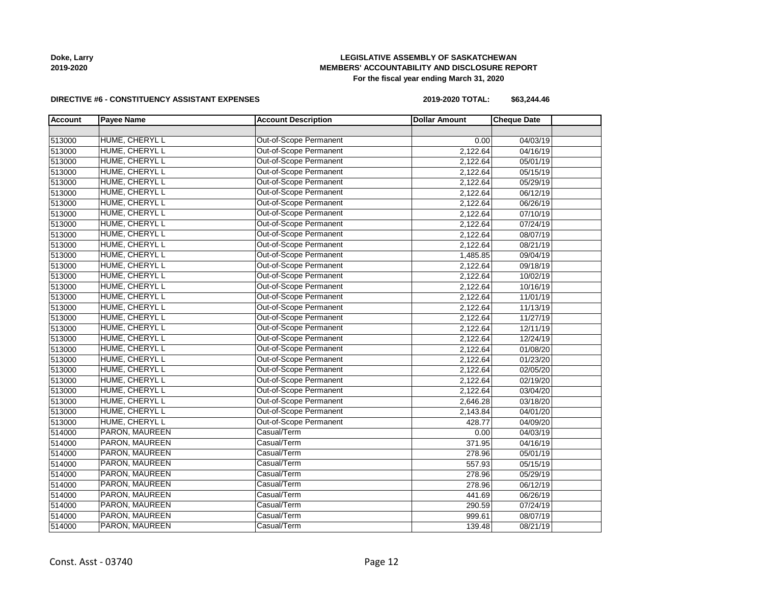**LEGISLATIVE ASSEMBLY OF SASKATCHEWAN**
**MEMBERS' ACCOUNTABILITY AND DISCLOSURE REPORT**
**For the fiscal year ending March 31, 2020**

**Doke, Larry**
**2019-2020**

**DIRECTIVE #6 - CONSTITUENCY ASSISTANT EXPENSES**

**2019-2020 TOTAL: $63,244.46**

| Account | Payee Name | Account Description | Dollar Amount | Cheque Date | |
|---|---|---|---|---|---|
| | | | | | |
| 513000 | HUME, CHERYL L | Out-of-Scope Permanent | 0.00 | 04/03/19 | |
| 513000 | HUME, CHERYL L | Out-of-Scope Permanent | 2,122.64 | 04/16/19 | |
| 513000 | HUME, CHERYL L | Out-of-Scope Permanent | 2,122.64 | 05/01/19 | |
| 513000 | HUME, CHERYL L | Out-of-Scope Permanent | 2,122.64 | 05/15/19 | |
| 513000 | HUME, CHERYL L | Out-of-Scope Permanent | 2,122.64 | 05/29/19 | |
| 513000 | HUME, CHERYL L | Out-of-Scope Permanent | 2,122.64 | 06/12/19 | |
| 513000 | HUME, CHERYL L | Out-of-Scope Permanent | 2,122.64 | 06/26/19 | |
| 513000 | HUME, CHERYL L | Out-of-Scope Permanent | 2,122.64 | 07/10/19 | |
| 513000 | HUME, CHERYL L | Out-of-Scope Permanent | 2,122.64 | 07/24/19 | |
| 513000 | HUME, CHERYL L | Out-of-Scope Permanent | 2,122.64 | 08/07/19 | |
| 513000 | HUME, CHERYL L | Out-of-Scope Permanent | 2,122.64 | 08/21/19 | |
| 513000 | HUME, CHERYL L | Out-of-Scope Permanent | 1,485.85 | 09/04/19 | |
| 513000 | HUME, CHERYL L | Out-of-Scope Permanent | 2,122.64 | 09/18/19 | |
| 513000 | HUME, CHERYL L | Out-of-Scope Permanent | 2,122.64 | 10/02/19 | |
| 513000 | HUME, CHERYL L | Out-of-Scope Permanent | 2,122.64 | 10/16/19 | |
| 513000 | HUME, CHERYL L | Out-of-Scope Permanent | 2,122.64 | 11/01/19 | |
| 513000 | HUME, CHERYL L | Out-of-Scope Permanent | 2,122.64 | 11/13/19 | |
| 513000 | HUME, CHERYL L | Out-of-Scope Permanent | 2,122.64 | 11/27/19 | |
| 513000 | HUME, CHERYL L | Out-of-Scope Permanent | 2,122.64 | 12/11/19 | |
| 513000 | HUME, CHERYL L | Out-of-Scope Permanent | 2,122.64 | 12/24/19 | |
| 513000 | HUME, CHERYL L | Out-of-Scope Permanent | 2,122.64 | 01/08/20 | |
| 513000 | HUME, CHERYL L | Out-of-Scope Permanent | 2,122.64 | 01/23/20 | |
| 513000 | HUME, CHERYL L | Out-of-Scope Permanent | 2,122.64 | 02/05/20 | |
| 513000 | HUME, CHERYL L | Out-of-Scope Permanent | 2,122.64 | 02/19/20 | |
| 513000 | HUME, CHERYL L | Out-of-Scope Permanent | 2,122.64 | 03/04/20 | |
| 513000 | HUME, CHERYL L | Out-of-Scope Permanent | 2,646.28 | 03/18/20 | |
| 513000 | HUME, CHERYL L | Out-of-Scope Permanent | 2,143.84 | 04/01/20 | |
| 513000 | HUME, CHERYL L | Out-of-Scope Permanent | 428.77 | 04/09/20 | |
| 514000 | PARON, MAUREEN | Casual/Term | 0.00 | 04/03/19 | |
| 514000 | PARON, MAUREEN | Casual/Term | 371.95 | 04/16/19 | |
| 514000 | PARON, MAUREEN | Casual/Term | 278.96 | 05/01/19 | |
| 514000 | PARON, MAUREEN | Casual/Term | 557.93 | 05/15/19 | |
| 514000 | PARON, MAUREEN | Casual/Term | 278.96 | 05/29/19 | |
| 514000 | PARON, MAUREEN | Casual/Term | 278.96 | 06/12/19 | |
| 514000 | PARON, MAUREEN | Casual/Term | 441.69 | 06/26/19 | |
| 514000 | PARON, MAUREEN | Casual/Term | 290.59 | 07/24/19 | |
| 514000 | PARON, MAUREEN | Casual/Term | 999.61 | 08/07/19 | |
| 514000 | PARON, MAUREEN | Casual/Term | 139.48 | 08/21/19 | |

Const. Asst - 03740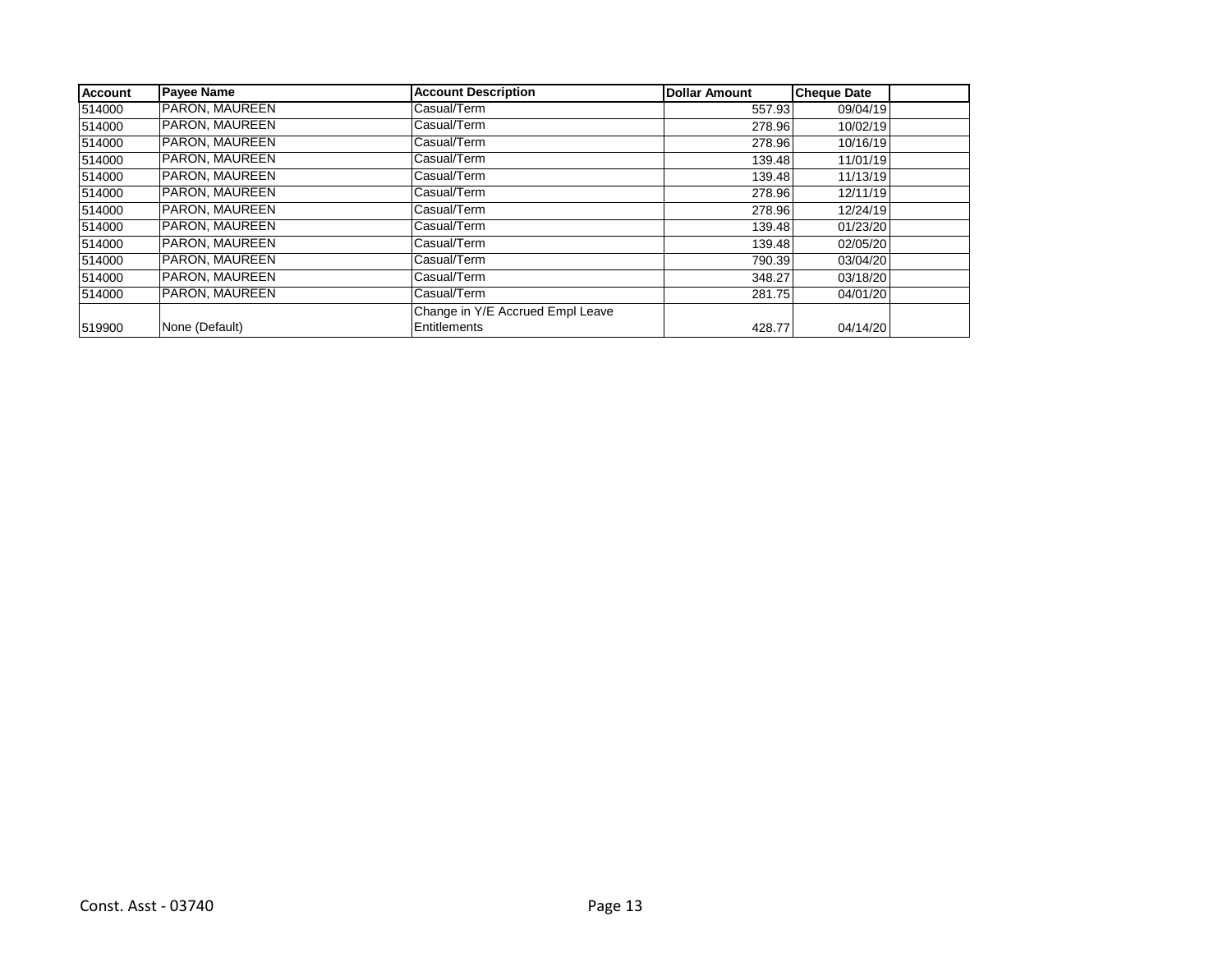| Account | Payee Name | Account Description | Dollar Amount | Cheque Date | |
|---|---|---|---|---|---|
| 514000 | PARON, MAUREEN | Casual/Term | 557.93 | 09/04/19 | |
| 514000 | PARON, MAUREEN | Casual/Term | 278.96 | 10/02/19 | |
| 514000 | PARON, MAUREEN | Casual/Term | 278.96 | 10/16/19 | |
| 514000 | PARON, MAUREEN | Casual/Term | 139.48 | 11/01/19 | |
| 514000 | PARON, MAUREEN | Casual/Term | 139.48 | 11/13/19 | |
| 514000 | PARON, MAUREEN | Casual/Term | 278.96 | 12/11/19 | |
| 514000 | PARON, MAUREEN | Casual/Term | 278.96 | 12/24/19 | |
| 514000 | PARON, MAUREEN | Casual/Term | 139.48 | 01/23/20 | |
| 514000 | PARON, MAUREEN | Casual/Term | 139.48 | 02/05/20 | |
| 514000 | PARON, MAUREEN | Casual/Term | 790.39 | 03/04/20 | |
| 514000 | PARON, MAUREEN | Casual/Term | 348.27 | 03/18/20 | |
| 514000 | PARON, MAUREEN | Casual/Term | 281.75 | 04/01/20 | |
| 519900 | None (Default) | Change in Y/E Accrued Empl Leave Entitlements | 428.77 | 04/14/20 | |

Const. Asst - 03740